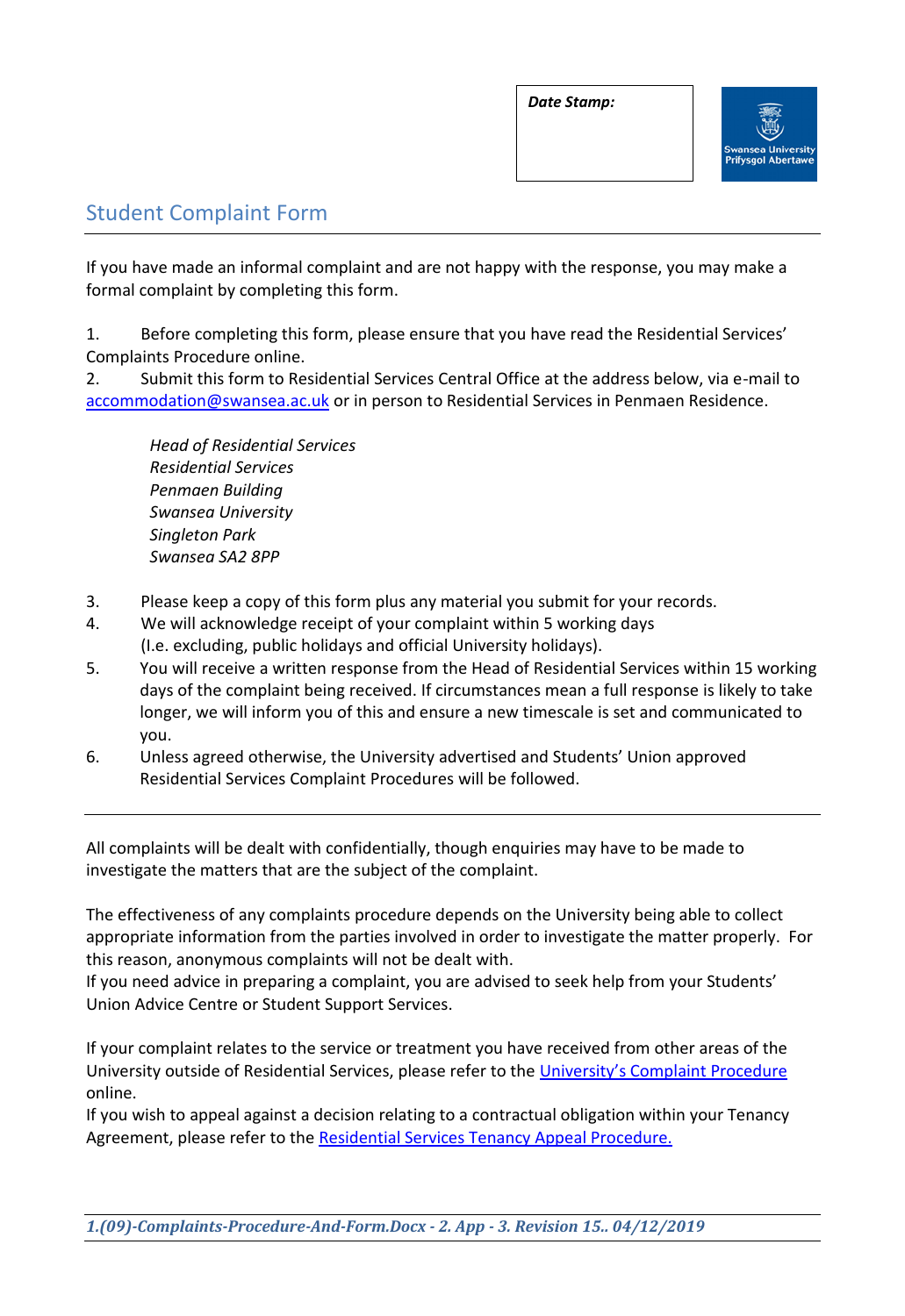**Date Stamp:**

Swansea University
Prifysgol Abertawe

# Student Complaint Form

If you have made an informal complaint and are not happy with the response, you may make a formal complaint by completing this form.

1. Before completing this form, please ensure that you have read the Residential Services' Complaints Procedure online.
2. Submit this form to Residential Services Central Office at the address below, via e-mail to accommodation@swansea.ac.uk or in person to Residential Services in Penmaen Residence.

    *Head of Residential Services*
    *Residential Services*
    *Penmaen Building*
    *Swansea University*
    *Singleton Park*
    *Swansea SA2 8PP*

3. Please keep a copy of this form plus any material you submit for your records.
4. We will acknowledge receipt of your complaint within 5 working days (I.e. excluding, public holidays and official University holidays).
5. You will receive a written response from the Head of Residential Services within 15 working days of the complaint being received. If circumstances mean a full response is likely to take longer, we will inform you of this and ensure a new timescale is set and communicated to you.
6. Unless agreed otherwise, the University advertised and Students' Union approved Residential Services Complaint Procedures will be followed.

---

All complaints will be dealt with confidentially, though enquiries may have to be made to investigate the matters that are the subject of the complaint.

The effectiveness of any complaints procedure depends on the University being able to collect appropriate information from the parties involved in order to investigate the matter properly. For this reason, anonymous complaints will not be dealt with.

If you need advice in preparing a complaint, you are advised to seek help from your Students' Union Advice Centre or Student Support Services.

If your complaint relates to the service or treatment you have received from other areas of the University outside of Residential Services, please refer to the University's Complaint Procedure online.

If you wish to appeal against a decision relating to a contractual obligation within your Tenancy Agreement, please refer to the Residential Services Tenancy Appeal Procedure.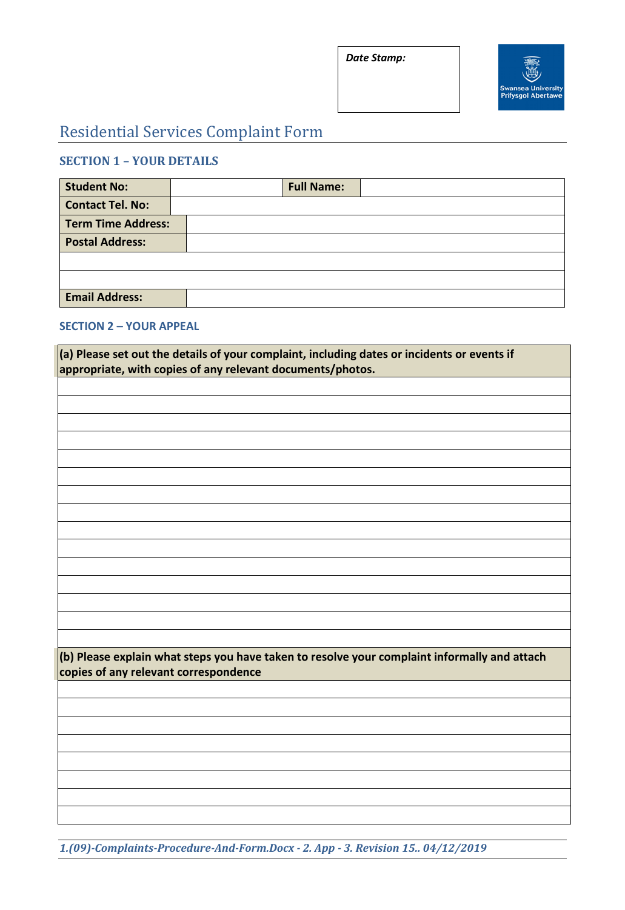Date Stamp:

Swansea University
Prifysgol Abertawe

# Residential Services Complaint Form

## SECTION 1 – YOUR DETAILS

| **Student No:** | | **Full Name:** | |
|---|---|---|---|
| **Contact Tel. No:** | | | |
| **Term Time Address:** | | | |
| **Postal Address:** | | | |
| | | | |
| | | | |
| **Email Address:** | | | |

## SECTION 2 – YOUR APPEAL

| **(a) Please set out the details of your complaint, including dates or incidents or events if appropriate, with copies of any relevant documents/photos.** |
|---|
| |
| |
| |
| |
| |
| |
| |
| |
| |
| |
| |
| |
| |
| |
| |

| **(b) Please explain what steps you have taken to resolve your complaint informally and attach copies of any relevant correspondence** |
|---|
| |
| |
| |
| |
| |
| |
| |
| |

*1.(09)-Complaints-Procedure-And-Form.Docx - 2. App - 3. Revision 15.. 04/12/2019*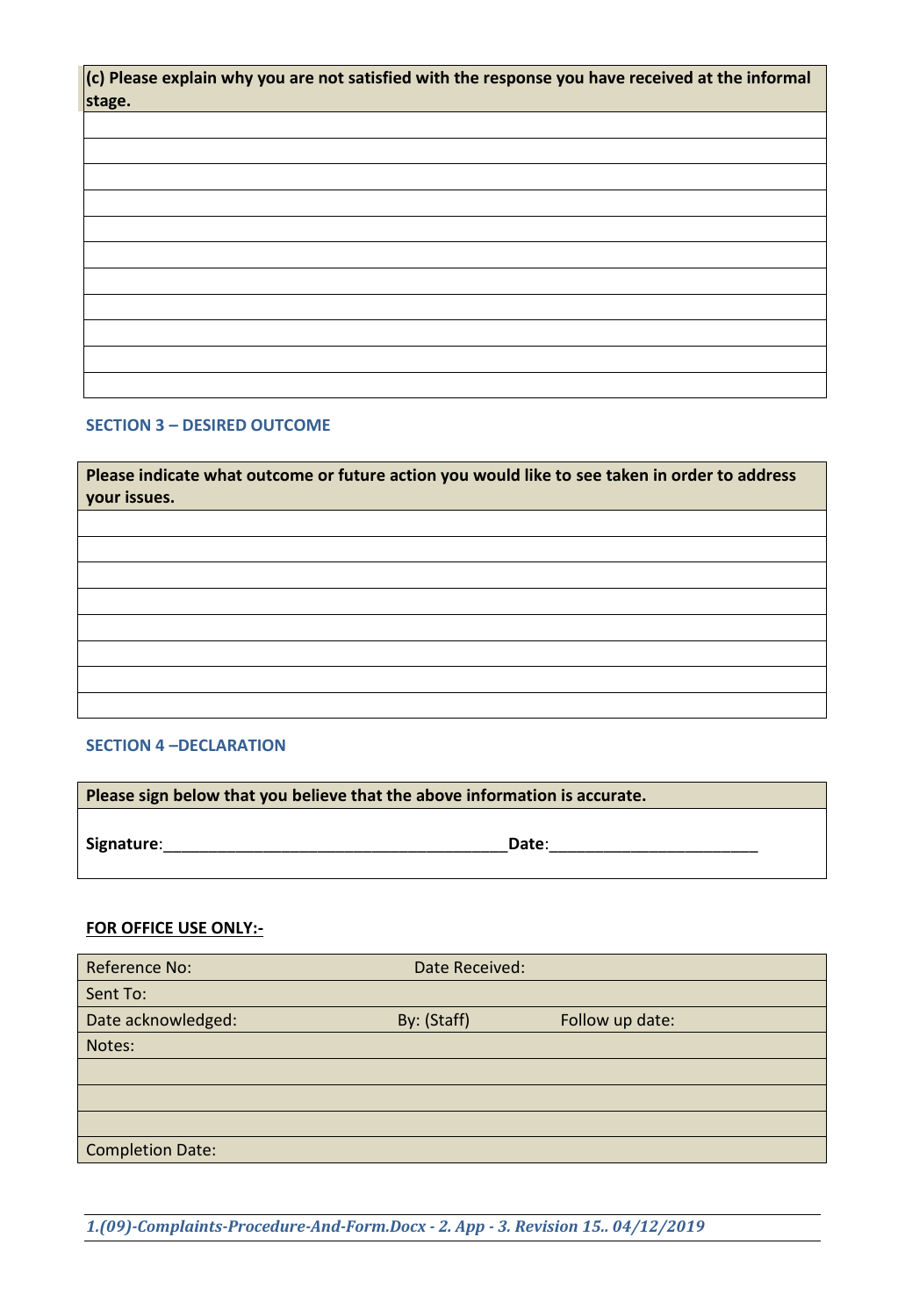| **(c) Please explain why you are not satisfied with the response you have received at the informal stage.** |
|---|
| |
| |
| |
| |
| |
| |
| |
| |
| |
| |
| |

### SECTION 3 – DESIRED OUTCOME

| **Please indicate what outcome or future action you would like to see taken in order to address your issues.** |
|---|
| |
| |
| |
| |
| |
| |
| |
| |

### SECTION 4 –DECLARATION

| **Please sign below that you believe that the above information is accurate.** |
|---|
| **Signature**:_________________________________________**Date**:_________________________ |

**FOR OFFICE USE ONLY:-**

| | | |
|---|---|---|
| Reference No: | Date Received: | |
| Sent To: | | |
| Date acknowledged: | By: (Staff) | Follow up date: |
| Notes: | | |
| | | |
| | | |
| | | |
| Completion Date: | | |

*1.(09)-Complaints-Procedure-And-Form.Docx - 2. App - 3. Revision 15.. 04/12/2019*